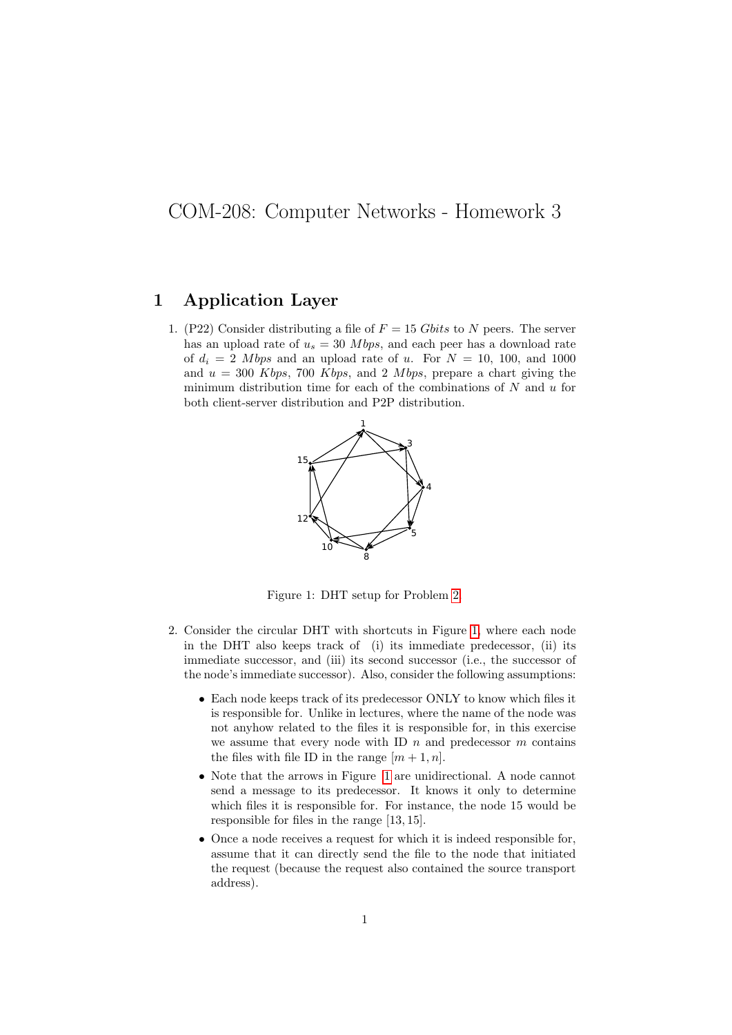# COM-208: Computer Networks - Homework 3

## 1 Application Layer

1. (P22) Consider distributing a file of $F = 15$ *Gbits* to $N$ peers. The server has an upload rate of $u_s = 30$ *Mbps*, and each peer has a download rate of $d_i = 2$ *Mbps* and an upload rate of $u$. For $N = 10$, 100, and 1000 and $u = 300$ *Kbps*, 700 *Kbps*, and 2 *Mbps*, prepare a chart giving the minimum distribution time for each of the combinations of $N$ and $u$ for both client-server distribution and P2P distribution.

Figure 1: DHT setup for Problem 2

2. Consider the circular DHT with shortcuts in Figure 1, where each node in the DHT also keeps track of (i) its immediate predecessor, (ii) its immediate successor, and (iii) its second successor (i.e., the successor of the node's immediate successor). Also, consider the following assumptions:

   - Each node keeps track of its predecessor ONLY to know which files it is responsible for. Unlike in lectures, where the name of the node was not anyhow related to the files it is responsible for, in this exercise we assume that every node with ID $n$ and predecessor $m$ contains the files with file ID in the range $[m + 1, n]$.
   - Note that the arrows in Figure 1 are unidirectional. A node cannot send a message to its predecessor. It knows it only to determine which files it is responsible for. For instance, the node 15 would be responsible for files in the range $[13, 15]$.
   - Once a node receives a request for which it is indeed responsible for, assume that it can directly send the file to the node that initiated the request (because the request also contained the source transport address).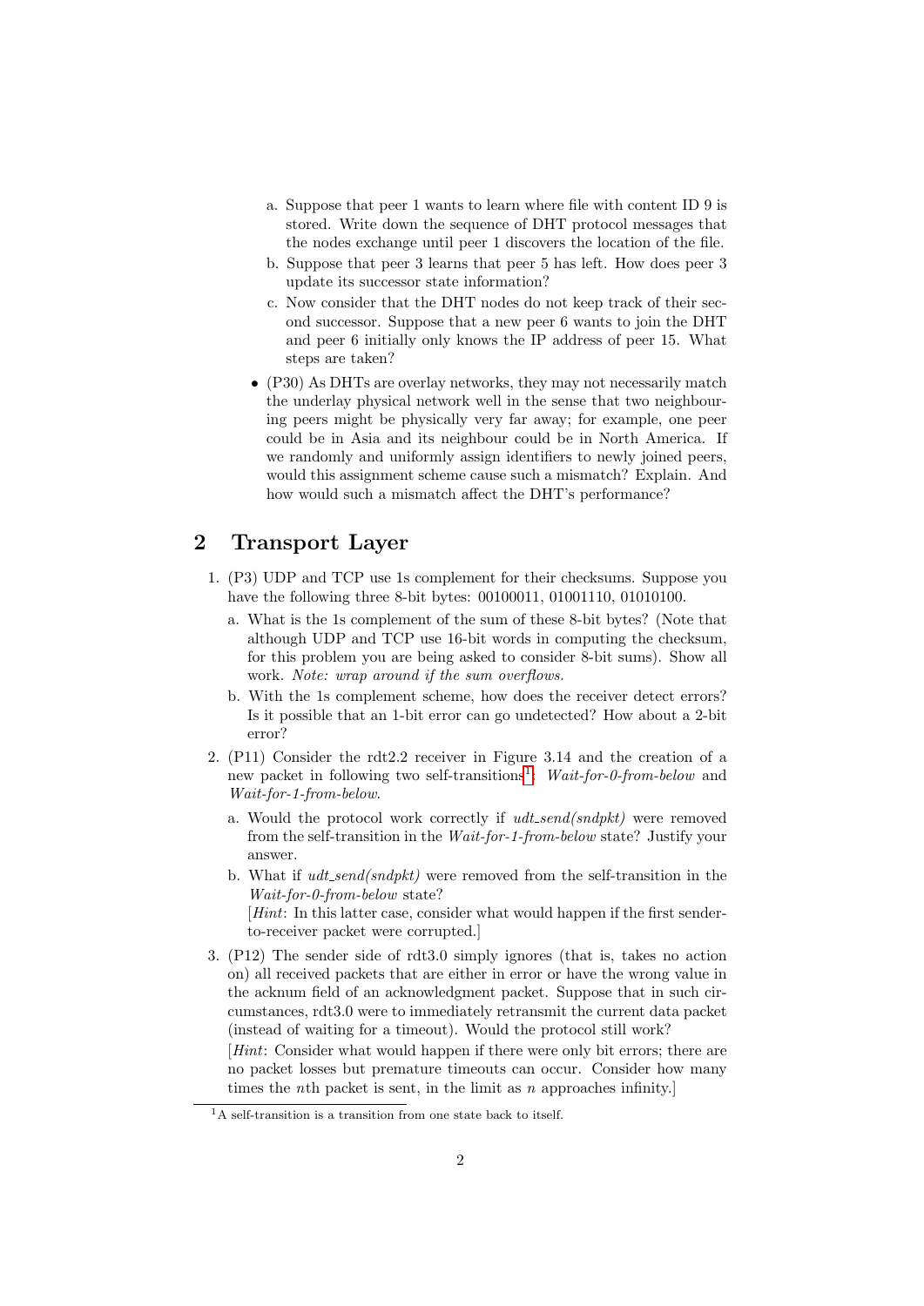a. Suppose that peer 1 wants to learn where file with content ID 9 is stored. Write down the sequence of DHT protocol messages that the nodes exchange until peer 1 discovers the location of the file.

b. Suppose that peer 3 learns that peer 5 has left. How does peer 3 update its successor state information?

c. Now consider that the DHT nodes do not keep track of their second successor. Suppose that a new peer 6 wants to join the DHT and peer 6 initially only knows the IP address of peer 15. What steps are taken?

- (P30) As DHTs are overlay networks, they may not necessarily match the underlay physical network well in the sense that two neighbouring peers might be physically very far away; for example, one peer could be in Asia and its neighbour could be in North America. If we randomly and uniformly assign identifiers to newly joined peers, would this assignment scheme cause such a mismatch? Explain. And how would such a mismatch affect the DHT's performance?

## 2 Transport Layer

1. (P3) UDP and TCP use 1s complement for their checksums. Suppose you have the following three 8-bit bytes: 00100011, 01001110, 01010100.

   a. What is the 1s complement of the sum of these 8-bit bytes? (Note that although UDP and TCP use 16-bit words in computing the checksum, for this problem you are being asked to consider 8-bit sums). Show all work. *Note: wrap around if the sum overflows.*

   b. With the 1s complement scheme, how does the receiver detect errors? Is it possible that an 1-bit error can go undetected? How about a 2-bit error?

2. (P11) Consider the rdt2.2 receiver in Figure 3.14 and the creation of a new packet in following two self-transitions[1]: *Wait-for-0-from-below* and *Wait-for-1-from-below*.

   a. Would the protocol work correctly if *udt_send(sndpkt)* were removed from the self-transition in the *Wait-for-1-from-below* state? Justify your answer.

   b. What if *udt_send(sndpkt)* were removed from the self-transition in the *Wait-for-0-from-below* state?
   [*Hint*: In this latter case, consider what would happen if the first sender-to-receiver packet were corrupted.]

3. (P12) The sender side of rdt3.0 simply ignores (that is, takes no action on) all received packets that are either in error or have the wrong value in the acknum field of an acknowledgment packet. Suppose that in such circumstances, rdt3.0 were to immediately retransmit the current data packet (instead of waiting for a timeout). Would the protocol still work?
   [*Hint*: Consider what would happen if there were only bit errors; there are no packet losses but premature timeouts can occur. Consider how many times the $n$th packet is sent, in the limit as $n$ approaches infinity.]

[1] A self-transition is a transition from one state back to itself.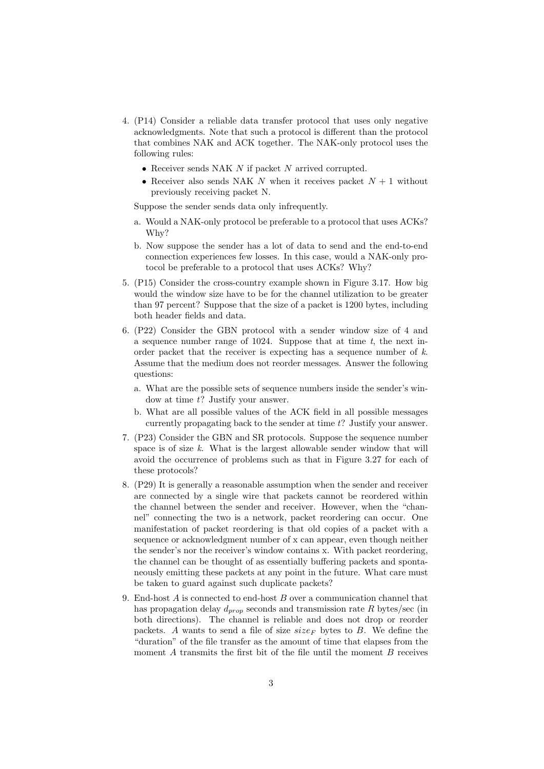4. (P14) Consider a reliable data transfer protocol that uses only negative acknowledgments. Note that such a protocol is different than the protocol that combines NAK and ACK together. The NAK-only protocol uses the following rules:

   - Receiver sends NAK $N$ if packet $N$ arrived corrupted.
   - Receiver also sends NAK $N$ when it receives packet $N + 1$ without previously receiving packet N.

   Suppose the sender sends data only infrequently.

   a. Would a NAK-only protocol be preferable to a protocol that uses ACKs? Why?

   b. Now suppose the sender has a lot of data to send and the end-to-end connection experiences few losses. In this case, would a NAK-only protocol be preferable to a protocol that uses ACKs? Why?

5. (P15) Consider the cross-country example shown in Figure 3.17. How big would the window size have to be for the channel utilization to be greater than 97 percent? Suppose that the size of a packet is 1200 bytes, including both header fields and data.

6. (P22) Consider the GBN protocol with a sender window size of 4 and a sequence number range of 1024. Suppose that at time $t$, the next in-order packet that the receiver is expecting has a sequence number of $k$. Assume that the medium does not reorder messages. Answer the following questions:

   a. What are the possible sets of sequence numbers inside the sender's window at time $t$? Justify your answer.

   b. What are all possible values of the ACK field in all possible messages currently propagating back to the sender at time $t$? Justify your answer.

7. (P23) Consider the GBN and SR protocols. Suppose the sequence number space is of size $k$. What is the largest allowable sender window that will avoid the occurrence of problems such as that in Figure 3.27 for each of these protocols?

8. (P29) It is generally a reasonable assumption when the sender and receiver are connected by a single wire that packets cannot be reordered within the channel between the sender and receiver. However, when the "channel" connecting the two is a network, packet reordering can occur. One manifestation of packet reordering is that old copies of a packet with a sequence or acknowledgment number of x can appear, even though neither the sender's nor the receiver's window contains x. With packet reordering, the channel can be thought of as essentially buffering packets and spontaneously emitting these packets at any point in the future. What care must be taken to guard against such duplicate packets?

9. End-host $A$ is connected to end-host $B$ over a communication channel that has propagation delay $d_{prop}$ seconds and transmission rate $R$ bytes/sec (in both directions). The channel is reliable and does not drop or reorder packets. $A$ wants to send a file of size $size_F$ bytes to $B$. We define the "duration" of the file transfer as the amount of time that elapses from the moment $A$ transmits the first bit of the file until the moment $B$ receives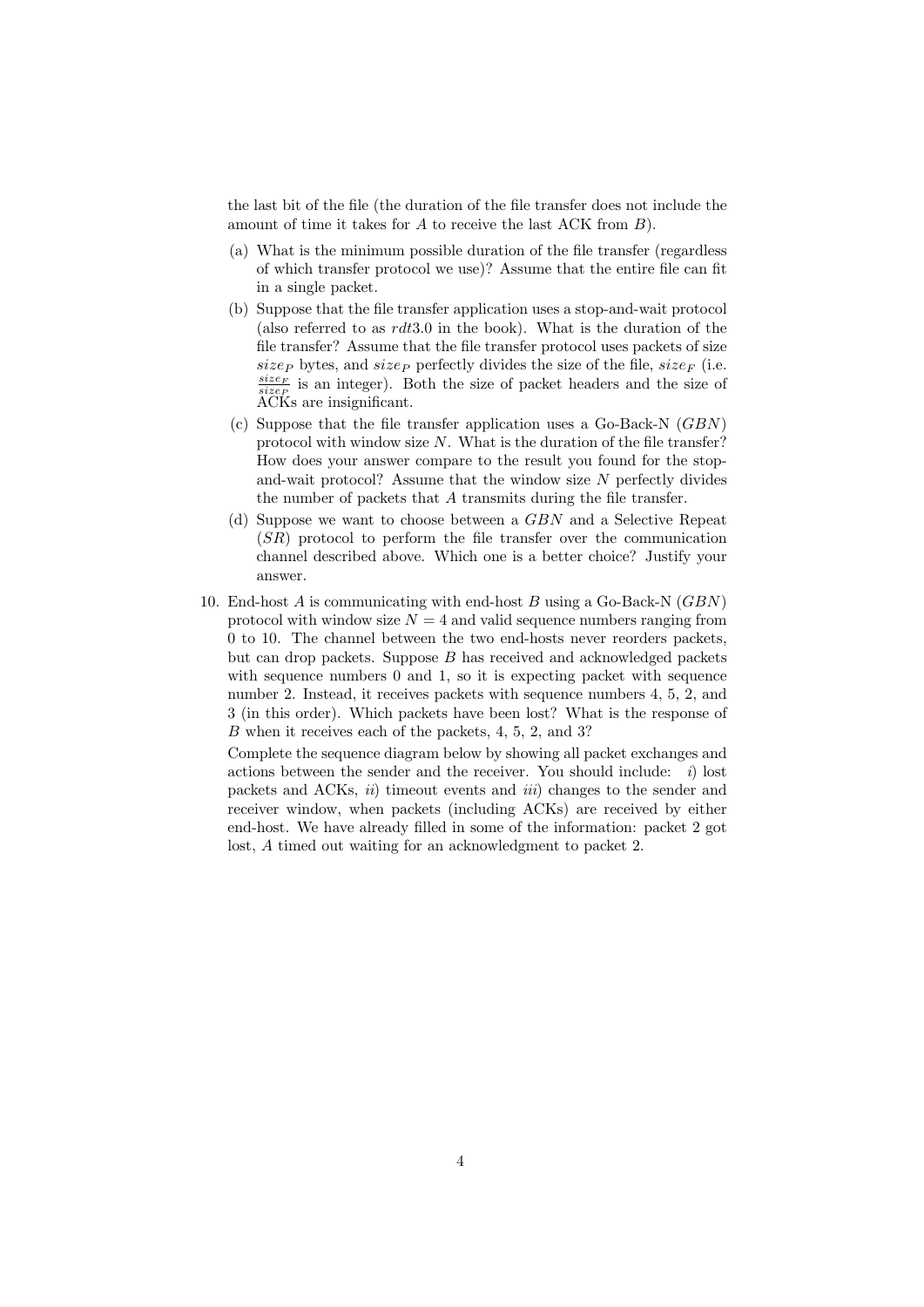the last bit of the file (the duration of the file transfer does not include the amount of time it takes for $A$ to receive the last ACK from $B$).

(a) What is the minimum possible duration of the file transfer (regardless of which transfer protocol we use)? Assume that the entire file can fit in a single packet.

(b) Suppose that the file transfer application uses a stop-and-wait protocol (also referred to as *rdt*3.0 in the book). What is the duration of the file transfer? Assume that the file transfer protocol uses packets of size $size_P$ bytes, and $size_P$ perfectly divides the size of the file, $size_F$ (i.e. $\frac{size_F}{size_P}$ is an integer). Both the size of packet headers and the size of ACKs are insignificant.

(c) Suppose that the file transfer application uses a Go-Back-N (*GBN*) protocol with window size $N$. What is the duration of the file transfer? How does your answer compare to the result you found for the stop-and-wait protocol? Assume that the window size $N$ perfectly divides the number of packets that $A$ transmits during the file transfer.

(d) Suppose we want to choose between a *GBN* and a Selective Repeat (*SR*) protocol to perform the file transfer over the communication channel described above. Which one is a better choice? Justify your answer.

10. End-host $A$ is communicating with end-host $B$ using a Go-Back-N (*GBN*) protocol with window size $N = 4$ and valid sequence numbers ranging from 0 to 10. The channel between the two end-hosts never reorders packets, but can drop packets. Suppose $B$ has received and acknowledged packets with sequence numbers 0 and 1, so it is expecting packet with sequence number 2. Instead, it receives packets with sequence numbers 4, 5, 2, and 3 (in this order). Which packets have been lost? What is the response of $B$ when it receives each of the packets, 4, 5, 2, and 3?

    Complete the sequence diagram below by showing all packet exchanges and actions between the sender and the receiver. You should include: *i*) lost packets and ACKs, *ii*) timeout events and *iii*) changes to the sender and receiver window, when packets (including ACKs) are received by either end-host. We have already filled in some of the information: packet 2 got lost, $A$ timed out waiting for an acknowledgment to packet 2.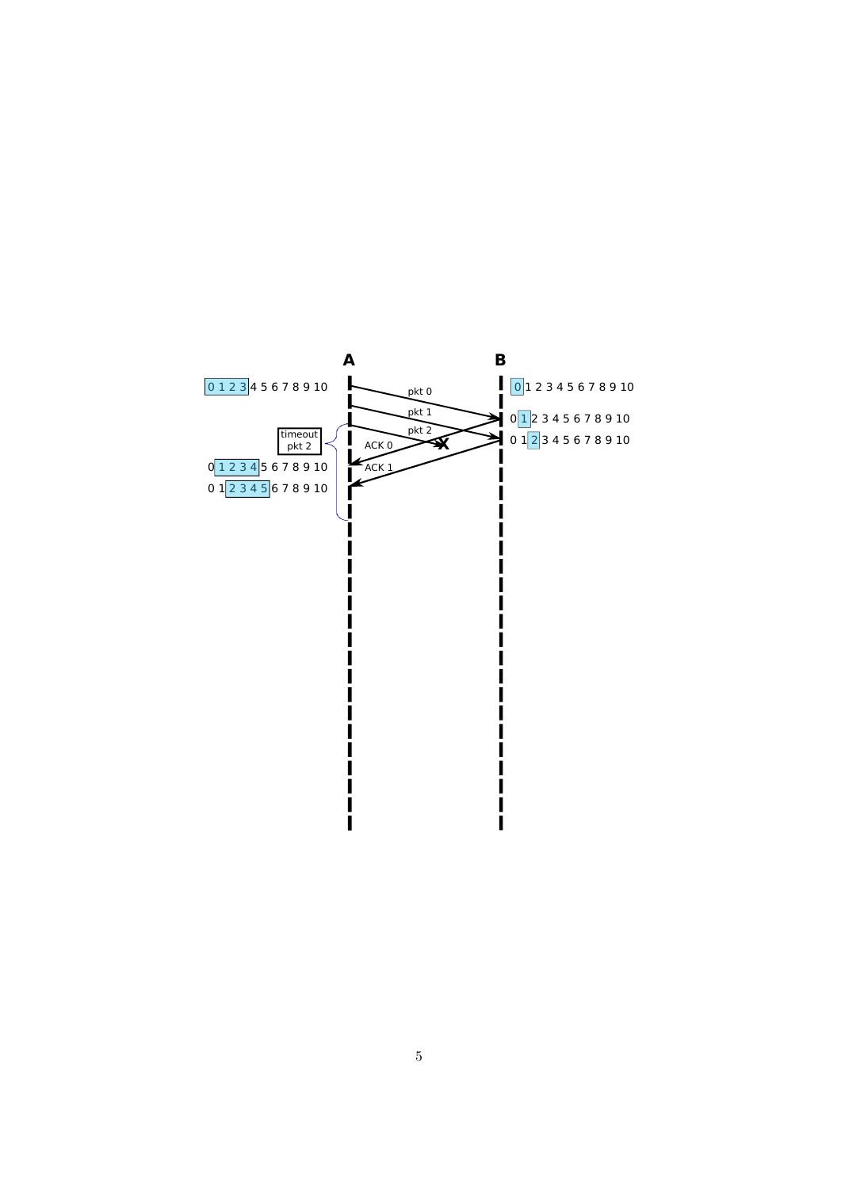A

B

0 1 2 3 4 5 6 7 8 9 10

pkt 0

pkt 1

pkt 2

0 1 2 3 4 5 6 7 8 9 10

0 1 2 3 4 5 6 7 8 9 10

0 1 2 3 4 5 6 7 8 9 10

timeout pkt 2

ACK 0

ACK 1

0 1 2 3 4 5 6 7 8 9 10

0 1 2 3 4 5 6 7 8 9 10